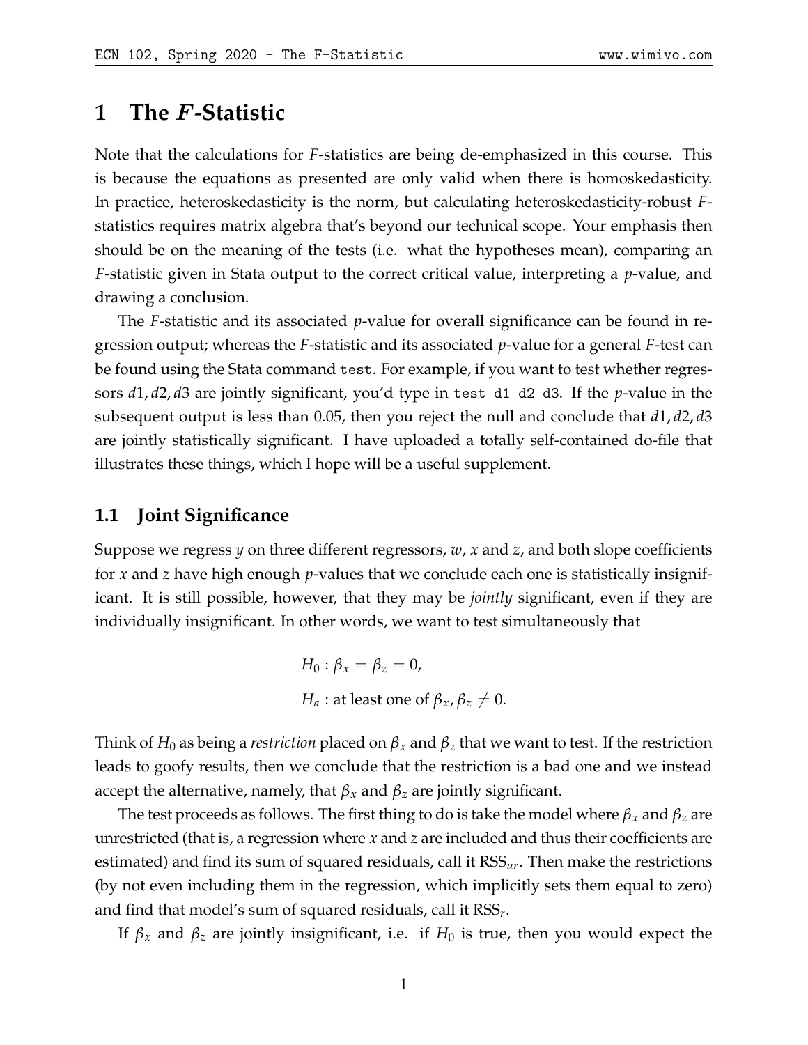# 1 The $F$-Statistic

Note that the calculations for $F$-statistics are being de-emphasized in this course. This is because the equations as presented are only valid when there is homoskedasticity. In practice, heteroskedasticity is the norm, but calculating heteroskedasticity-robust $F$-statistics requires matrix algebra that's beyond our technical scope. Your emphasis then should be on the meaning of the tests (i.e. what the hypotheses mean), comparing an $F$-statistic given in Stata output to the correct critical value, interpreting a $p$-value, and drawing a conclusion.

The $F$-statistic and its associated $p$-value for overall significance can be found in regression output; whereas the $F$-statistic and its associated $p$-value for a general $F$-test can be found using the Stata command `test`. For example, if you want to test whether regressors $d1, d2, d3$ are jointly significant, you'd type in `test d1 d2 d3`. If the $p$-value in the subsequent output is less than 0.05, then you reject the null and conclude that $d1, d2, d3$ are jointly statistically significant. I have uploaded a totally self-contained do-file that illustrates these things, which I hope will be a useful supplement.

## 1.1 Joint Significance

Suppose we regress $y$ on three different regressors, $w$, $x$ and $z$, and both slope coefficients for $x$ and $z$ have high enough $p$-values that we conclude each one is statistically insignificant. It is still possible, however, that they may be *jointly* significant, even if they are individually insignificant. In other words, we want to test simultaneously that

$$
\begin{aligned}
&H_0 : \beta_x = \beta_z = 0, \\
&H_a : \text{at least one of } \beta_x, \beta_z \neq 0.
\end{aligned}
$$

Think of $H_0$ as being a *restriction* placed on $\beta_x$ and $\beta_z$ that we want to test. If the restriction leads to goofy results, then we conclude that the restriction is a bad one and we instead accept the alternative, namely, that $\beta_x$ and $\beta_z$ are jointly significant.

The test proceeds as follows. The first thing to do is take the model where $\beta_x$ and $\beta_z$ are unrestricted (that is, a regression where $x$ and $z$ are included and thus their coefficients are estimated) and find its sum of squared residuals, call it $\text{RSS}_{ur}$. Then make the restrictions (by not even including them in the regression, which implicitly sets them equal to zero) and find that model's sum of squared residuals, call it $\text{RSS}_r$.

If $\beta_x$ and $\beta_z$ are jointly insignificant, i.e. if $H_0$ is true, then you would expect the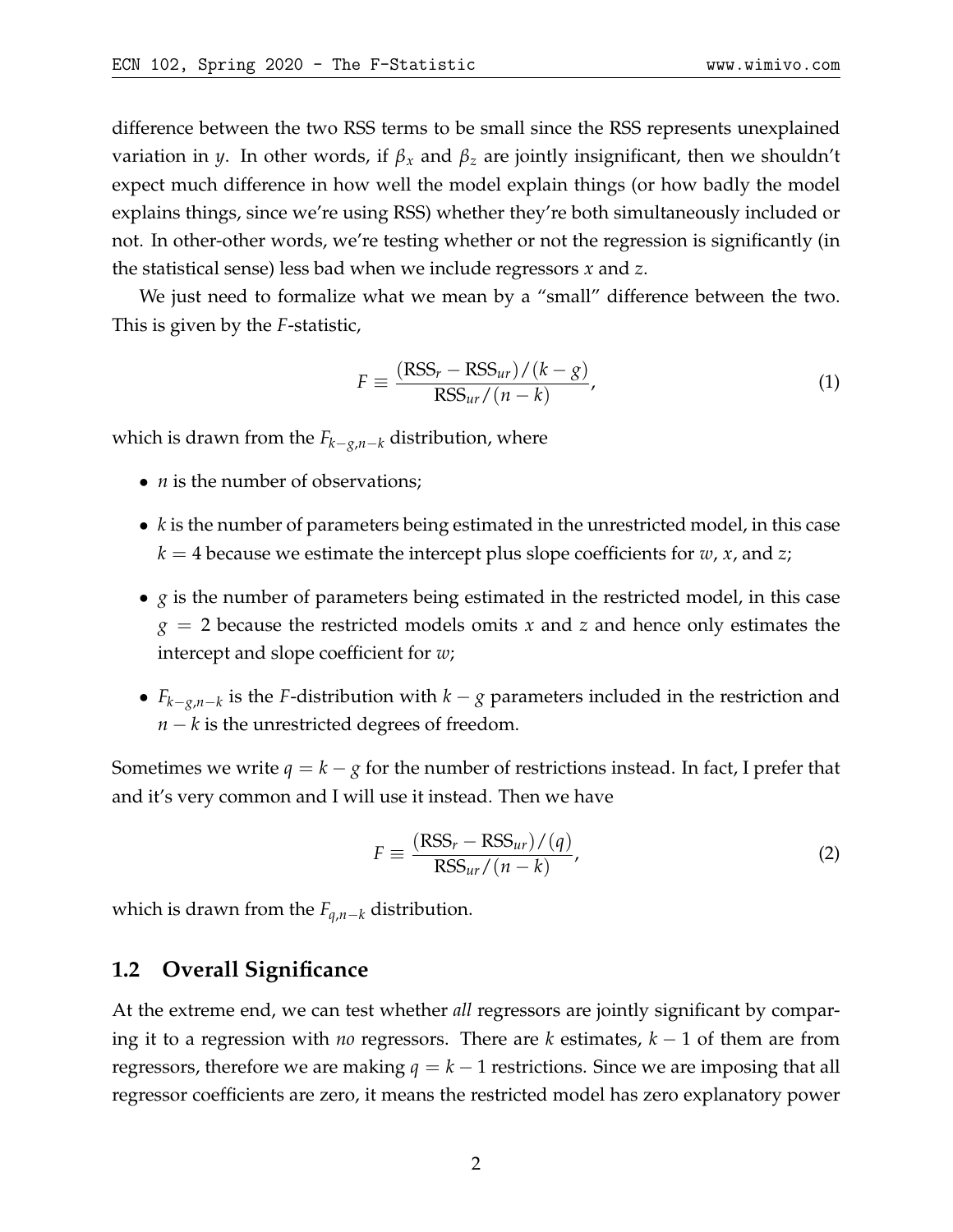difference between the two RSS terms to be small since the RSS represents unexplained variation in $y$. In other words, if $\beta_x$ and $\beta_z$ are jointly insignificant, then we shouldn't expect much difference in how well the model explain things (or how badly the model explains things, since we're using RSS) whether they're both simultaneously included or not. In other-other words, we're testing whether or not the regression is significantly (in the statistical sense) less bad when we include regressors $x$ and $z$.

We just need to formalize what we mean by a "small" difference between the two. This is given by the $F$-statistic,

$$F \equiv \frac{(\text{RSS}_r - \text{RSS}_{ur})/(k-g)}{\text{RSS}_{ur}/(n-k)}, \tag{1}$$

which is drawn from the $F_{k-g,n-k}$ distribution, where

- $n$ is the number of observations;
- $k$ is the number of parameters being estimated in the unrestricted model, in this case $k = 4$ because we estimate the intercept plus slope coefficients for $w$, $x$, and $z$;
- $g$ is the number of parameters being estimated in the restricted model, in this case $g = 2$ because the restricted models omits $x$ and $z$ and hence only estimates the intercept and slope coefficient for $w$;
- $F_{k-g,n-k}$ is the $F$-distribution with $k - g$ parameters included in the restriction and $n - k$ is the unrestricted degrees of freedom.

Sometimes we write $q = k - g$ for the number of restrictions instead. In fact, I prefer that and it's very common and I will use it instead. Then we have

$$F \equiv \frac{(\text{RSS}_r - \text{RSS}_{ur})/(q)}{\text{RSS}_{ur}/(n-k)}, \tag{2}$$

which is drawn from the $F_{q,n-k}$ distribution.

## 1.2 Overall Significance

At the extreme end, we can test whether *all* regressors are jointly significant by comparing it to a regression with *no* regressors. There are $k$ estimates, $k - 1$ of them are from regressors, therefore we are making $q = k - 1$ restrictions. Since we are imposing that all regressor coefficients are zero, it means the restricted model has zero explanatory power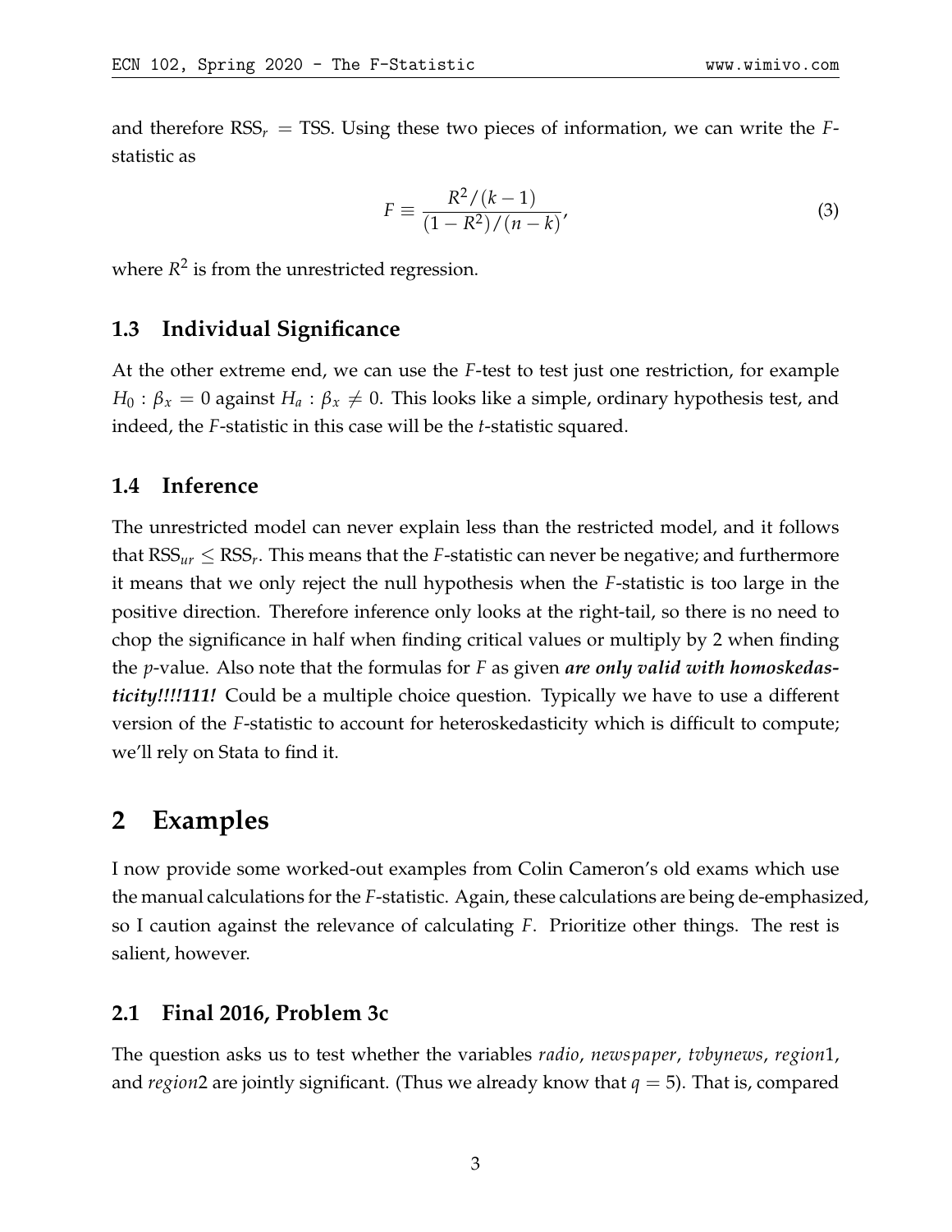and therefore $\text{RSS}_r = \text{TSS}$. Using these two pieces of information, we can write the $F$-statistic as

$$F \equiv \frac{R^2/(k-1)}{(1-R^2)/(n-k)}, \tag{3}$$

where $R^2$ is from the unrestricted regression.

### 1.3 Individual Significance

At the other extreme end, we can use the $F$-test to test just one restriction, for example $H_0 : \beta_x = 0$ against $H_a : \beta_x \neq 0$. This looks like a simple, ordinary hypothesis test, and indeed, the $F$-statistic in this case will be the $t$-statistic squared.

### 1.4 Inference

The unrestricted model can never explain less than the restricted model, and it follows that $\text{RSS}_{ur} \leq \text{RSS}_r$. This means that the $F$-statistic can never be negative; and furthermore it means that we only reject the null hypothesis when the $F$-statistic is too large in the positive direction. Therefore inference only looks at the right-tail, so there is no need to chop the significance in half when finding critical values or multiply by 2 when finding the $p$-value. Also note that the formulas for $F$ as given ***are only valid with homoskedasticity!!!!111!*** Could be a multiple choice question. Typically we have to use a different version of the $F$-statistic to account for heteroskedasticity which is difficult to compute; we'll rely on Stata to find it.

## 2 Examples

I now provide some worked-out examples from Colin Cameron's old exams which use the manual calculations for the $F$-statistic. Again, these calculations are being de-emphasized, so I caution against the relevance of calculating $F$. Prioritize other things. The rest is salient, however.

### 2.1 Final 2016, Problem 3c

The question asks us to test whether the variables *radio*, *newspaper*, *tvbynews*, *region*1, and *region*2 are jointly significant. (Thus we already know that $q = 5$). That is, compared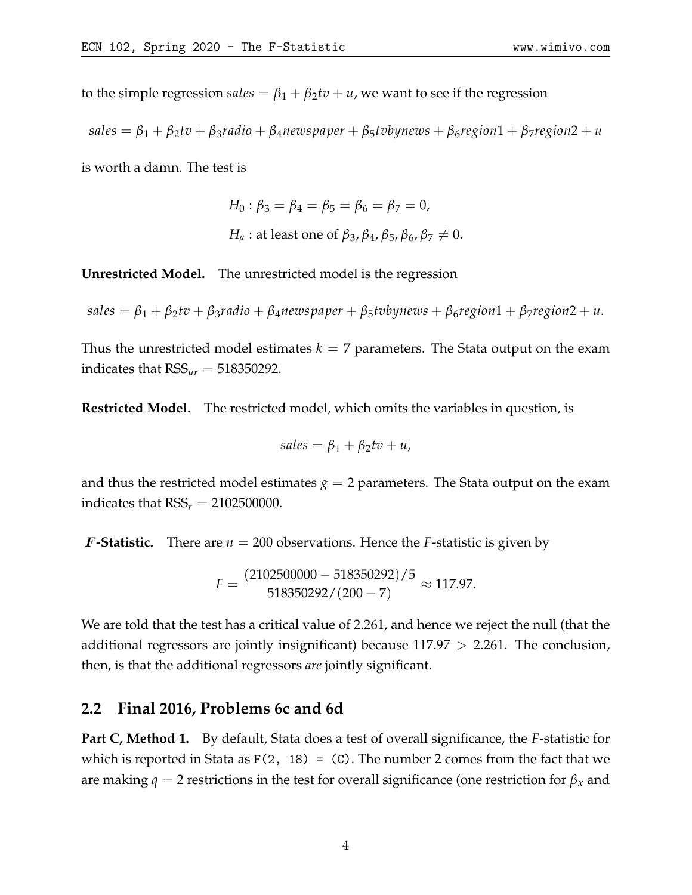to the simple regression $sales = \beta_1 + \beta_2 tv + u$, we want to see if the regression

$$sales = \beta_1 + \beta_2 tv + \beta_3 radio + \beta_4 newspaper + \beta_5 tvbynews + \beta_6 region1 + \beta_7 region2 + u$$

is worth a damn. The test is

$$H_0 : \beta_3 = \beta_4 = \beta_5 = \beta_6 = \beta_7 = 0,$$

$$H_a : \text{at least one of } \beta_3, \beta_4, \beta_5, \beta_6, \beta_7 \neq 0.$$

**Unrestricted Model.** The unrestricted model is the regression

$$sales = \beta_1 + \beta_2 tv + \beta_3 radio + \beta_4 newspaper + \beta_5 tvbynews + \beta_6 region1 + \beta_7 region2 + u.$$

Thus the unrestricted model estimates $k = 7$ parameters. The Stata output on the exam indicates that $\text{RSS}_{ur} = 518350292$.

**Restricted Model.** The restricted model, which omits the variables in question, is

$$sales = \beta_1 + \beta_2 tv + u,$$

and thus the restricted model estimates $g = 2$ parameters. The Stata output on the exam indicates that $\text{RSS}_r = 2102500000$.

***F*-Statistic.** There are $n = 200$ observations. Hence the $F$-statistic is given by

$$F = \frac{(2102500000 - 518350292)/5}{518350292/(200 - 7)} \approx 117.97.$$

We are told that the test has a critical value of 2.261, and hence we reject the null (that the additional regressors are jointly insignificant) because $117.97 > 2.261$. The conclusion, then, is that the additional regressors *are* jointly significant.

## 2.2 Final 2016, Problems 6c and 6d

**Part C, Method 1.** By default, Stata does a test of overall significance, the $F$-statistic for which is reported in Stata as `F(2, 18) = (C)`. The number 2 comes from the fact that we are making $q = 2$ restrictions in the test for overall significance (one restriction for $\beta_x$ and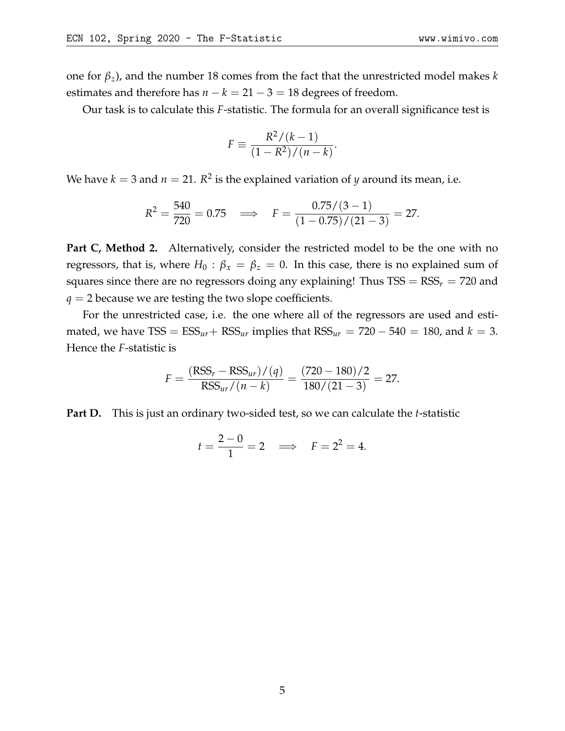one for $\beta_z$), and the number 18 comes from the fact that the unrestricted model makes $k$ estimates and therefore has $n - k = 21 - 3 = 18$ degrees of freedom.

Our task is to calculate this $F$-statistic. The formula for an overall significance test is

$$F \equiv \frac{R^2/(k-1)}{(1-R^2)/(n-k)}.$$

We have $k = 3$ and $n = 21$. $R^2$ is the explained variation of $y$ around its mean, i.e.

$$R^2 = \frac{540}{720} = 0.75 \quad \Longrightarrow \quad F = \frac{0.75/(3-1)}{(1-0.75)/(21-3)} = 27.$$

**Part C, Method 2.** Alternatively, consider the restricted model to be the one with no regressors, that is, where $H_0 : \beta_x = \beta_z = 0$. In this case, there is no explained sum of squares since there are no regressors doing any explaining! Thus $\text{TSS} = \text{RSS}_r = 720$ and $q = 2$ because we are testing the two slope coefficients.

For the unrestricted case, i.e. the one where all of the regressors are used and estimated, we have $\text{TSS} = \text{ESS}_{ur} + \text{RSS}_{ur}$ implies that $\text{RSS}_{ur} = 720 - 540 = 180$, and $k = 3$. Hence the $F$-statistic is

$$F = \frac{(\text{RSS}_r - \text{RSS}_{ur})/(q)}{\text{RSS}_{ur}/(n-k)} = \frac{(720-180)/2}{180/(21-3)} = 27.$$

**Part D.** This is just an ordinary two-sided test, so we can calculate the $t$-statistic

$$t = \frac{2-0}{1} = 2 \quad \Longrightarrow \quad F = 2^2 = 4.$$